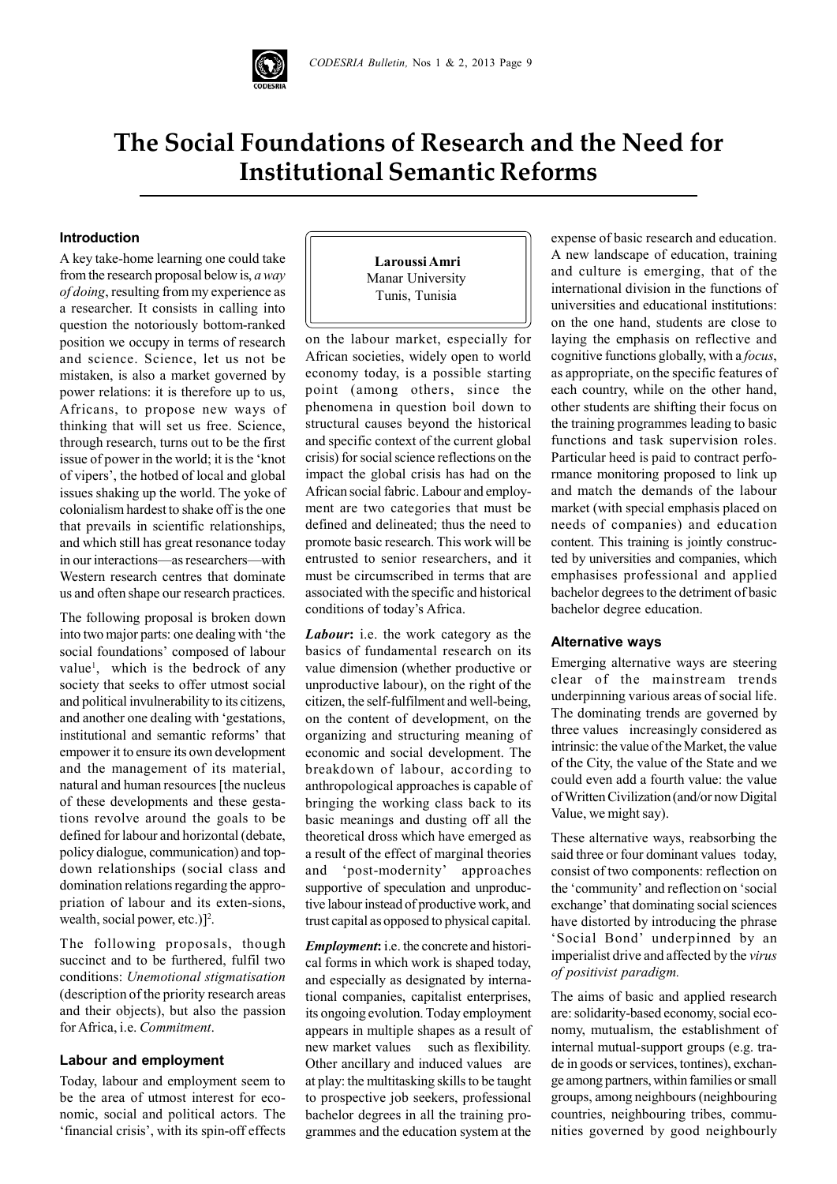# The Social Foundations of Research and the Need for Institutional Semantic Reforms

**Laroussi Amri**
Manar University
Tunis, Tunisia

## Introduction

A key take-home learning one could take from the research proposal below is, *a way of doing*, resulting from my experience as a researcher. It consists in calling into question the notoriously bottom-ranked position we occupy in terms of research and science. Science, let us not be mistaken, is also a market governed by power relations: it is therefore up to us, Africans, to propose new ways of thinking that will set us free. Science, through research, turns out to be the first issue of power in the world; it is the 'knot of vipers', the hotbed of local and global issues shaking up the world. The yoke of colonialism hardest to shake off is the one that prevails in scientific relationships, and which still has great resonance today in our interactions—as researchers—with Western research centres that dominate us and often shape our research practices.

The following proposal is broken down into two major parts: one dealing with 'the social foundations' composed of labour value[1], which is the bedrock of any society that seeks to offer utmost social and political invulnerability to its citizens, and another one dealing with 'gestations, institutional and semantic reforms' that empower it to ensure its own development and the management of its material, natural and human resources [the nucleus of these developments and these gestations revolve around the goals to be defined for labour and horizontal (debate, policy dialogue, communication) and top-down relationships (social class and domination relations regarding the appropriation of labour and its extensions, wealth, social power, etc.)][2].

The following proposals, though succinct and to be furthered, fulfil two conditions: *Unemotional stigmatisation* (description of the priority research areas and their objects), but also the passion for Africa, i.e. *Commitment*.

## Labour and employment

Today, labour and employment seem to be the area of utmost interest for economic, social and political actors. The 'financial crisis', with its spin-off effects on the labour market, especially for African societies, widely open to world economy today, is a possible starting point (among others, since the phenomena in question boil down to structural causes beyond the historical and specific context of the current global crisis) for social science reflections on the impact the global crisis has had on the African social fabric. Labour and employment are two categories that must be defined and delineated; thus the need to promote basic research. This work will be entrusted to senior researchers, and it must be circumscribed in terms that are associated with the specific and historical conditions of today's Africa.

***Labour*:** i.e. the work category as the basics of fundamental research on its value dimension (whether productive or unproductive labour), on the right of the citizen, the self-fulfilment and well-being, on the content of development, on the organizing and structuring meaning of economic and social development. The breakdown of labour, according to anthropological approaches is capable of bringing the working class back to its basic meanings and dusting off all the theoretical dross which have emerged as a result of the effect of marginal theories and 'post-modernity' approaches supportive of speculation and unproductive labour instead of productive work, and trust capital as opposed to physical capital.

***Employment*:** i.e. the concrete and historical forms in which work is shaped today, and especially as designated by international companies, capitalist enterprises, its ongoing evolution. Today employment appears in multiple shapes as a result of new market values such as flexibility. Other ancillary and induced values are at play: the multitasking skills to be taught to prospective job seekers, professional bachelor degrees in all the training programmes and the education system at the expense of basic research and education. A new landscape of education, training and culture is emerging, that of the international division in the functions of universities and educational institutions: on the one hand, students are close to laying the emphasis on reflective and cognitive functions globally, with a *focus*, as appropriate, on the specific features of each country, while on the other hand, other students are shifting their focus on the training programmes leading to basic functions and task supervision roles. Particular heed is paid to contract performance monitoring proposed to link up and match the demands of the labour market (with special emphasis placed on needs of companies) and education content. This training is jointly constructed by universities and companies, which emphasises professional and applied bachelor degrees to the detriment of basic bachelor degree education.

## Alternative ways

Emerging alternative ways are steering clear of the mainstream trends underpinning various areas of social life. The dominating trends are governed by three values increasingly considered as intrinsic: the value of the Market, the value of the City, the value of the State and we could even add a fourth value: the value of Written Civilization (and/or now Digital Value, we might say).

These alternative ways, reabsorbing the said three or four dominant values today, consist of two components: reflection on the 'community' and reflection on 'social exchange' that dominating social sciences have distorted by introducing the phrase 'Social Bond' underpinned by an imperialist drive and affected by the *virus of positivist paradigm.*

The aims of basic and applied research are: solidarity-based economy, social economy, mutualism, the establishment of internal mutual-support groups (e.g. trade in goods or services, tontines), exchange among partners, within families or small groups, among neighbours (neighbouring countries, neighbouring tribes, communities governed by good neighbourly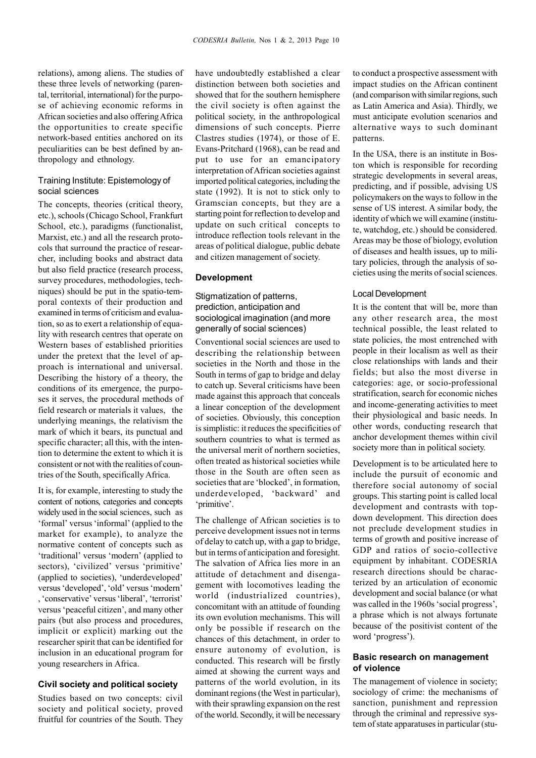relations), among aliens. The studies of these three levels of networking (parental, territorial, international) for the purpose of achieving economic reforms in African societies and also offering Africa the opportunities to create specific network-based entities anchored on its peculiarities can be best defined by anthropology and ethnology.

### Training Institute: Epistemology of social sciences

The concepts, theories (critical theory, etc.), schools (Chicago School, Frankfurt School, etc.), paradigms (functionalist, Marxist, etc.) and all the research protocols that surround the practice of researcher, including books and abstract data but also field practice (research process, survey procedures, methodologies, techniques) should be put in the spatio-temporal contexts of their production and examined in terms of criticism and evaluation, so as to exert a relationship of equality with research centres that operate on Western bases of established priorities under the pretext that the level of approach is international and universal. Describing the history of a theory, the conditions of its emergence, the purposes it serves, the procedural methods of field research or materials it values, the underlying meanings, the relativism the mark of which it bears, its punctual and specific character; all this, with the intention to determine the extent to which it is consistent or not with the realities of countries of the South, specifically Africa.

It is, for example, interesting to study the content of notions, categories and concepts widely used in the social sciences, such as 'formal' versus 'informal' (applied to the market for example), to analyze the normative content of concepts such as 'traditional' versus 'modern' (applied to sectors), 'civilized' versus 'primitive' (applied to societies), 'underdeveloped' versus 'developed', 'old' versus 'modern', 'conservative' versus 'liberal', 'terrorist' versus 'peaceful citizen', and many other pairs (but also process and procedures, implicit or explicit) marking out the researcher spirit that can be identified for inclusion in an educational program for young researchers in Africa.

## Civil society and political society

Studies based on two concepts: civil society and political society, proved fruitful for countries of the South. They have undoubtedly established a clear distinction between both societies and showed that for the southern hemisphere the civil society is often against the political society, in the anthropological dimensions of such concepts. Pierre Clastres studies (1974), or those of E. Evans-Pritchard (1968), can be read and put to use for an emancipatory interpretation of African societies against imported political categories, including the state (1992). It is not to stick only to Gramscian concepts, but they are a starting point for reflection to develop and update on such critical concepts to introduce reflection tools relevant in the areas of political dialogue, public debate and citizen management of society.

## Development

### Stigmatization of patterns, prediction, anticipation and sociological imagination (and more generally of social sciences)

Conventional social sciences are used to describing the relationship between societies in the North and those in the South in terms of gap to bridge and delay to catch up. Several criticisms have been made against this approach that conceals a linear conception of the development of societies. Obviously, this conception is simplistic: it reduces the specificities of southern countries to what is termed as the universal merit of northern societies, often treated as historical societies while those in the South are often seen as societies that are 'blocked', in formation, underdeveloped, 'backward' and 'primitive'.

The challenge of African societies is to perceive development issues not in terms of delay to catch up, with a gap to bridge, but in terms of anticipation and foresight. The salvation of Africa lies more in an attitude of detachment and disengagement with locomotives leading the world (industrialized countries), concomitant with an attitude of founding its own evolution mechanisms. This will only be possible if research on the chances of this detachment, in order to ensure autonomy of evolution, is conducted. This research will be firstly aimed at showing the current ways and patterns of the world evolution, in its dominant regions (the West in particular), with their sprawling expansion on the rest of the world. Secondly, it will be necessary to conduct a prospective assessment with impact studies on the African continent (and comparison with similar regions, such as Latin America and Asia). Thirdly, we must anticipate evolution scenarios and alternative ways to such dominant patterns.

In the USA, there is an institute in Boston which is responsible for recording strategic developments in several areas, predicting, and if possible, advising US policymakers on the ways to follow in the sense of US interest. A similar body, the identity of which we will examine (institute, watchdog, etc.) should be considered. Areas may be those of biology, evolution of diseases and health issues, up to military policies, through the analysis of societies using the merits of social sciences.

### Local Development

It is the content that will be, more than any other research area, the most technical possible, the least related to state policies, the most entrenched with people in their localism as well as their close relationships with lands and their fields; but also the most diverse in categories: age, or socio-professional stratification, search for economic niches and income-generating activities to meet their physiological and basic needs. In other words, conducting research that anchor development themes within civil society more than in political society.

Development is to be articulated here to include the pursuit of economic and therefore social autonomy of social groups. This starting point is called local development and contrasts with top-down development. This direction does not preclude development studies in terms of growth and positive increase of GDP and ratios of socio-collective equipment by inhabitant. CODESRIA research directions should be characterized by an articulation of economic development and social balance (or what was called in the 1960s 'social progress', a phrase which is not always fortunate because of the positivist content of the word 'progress').

## Basic research on management of violence

The management of violence in society; sociology of crime: the mechanisms of sanction, punishment and repression through the criminal and repressive system of state apparatuses in particular (stu-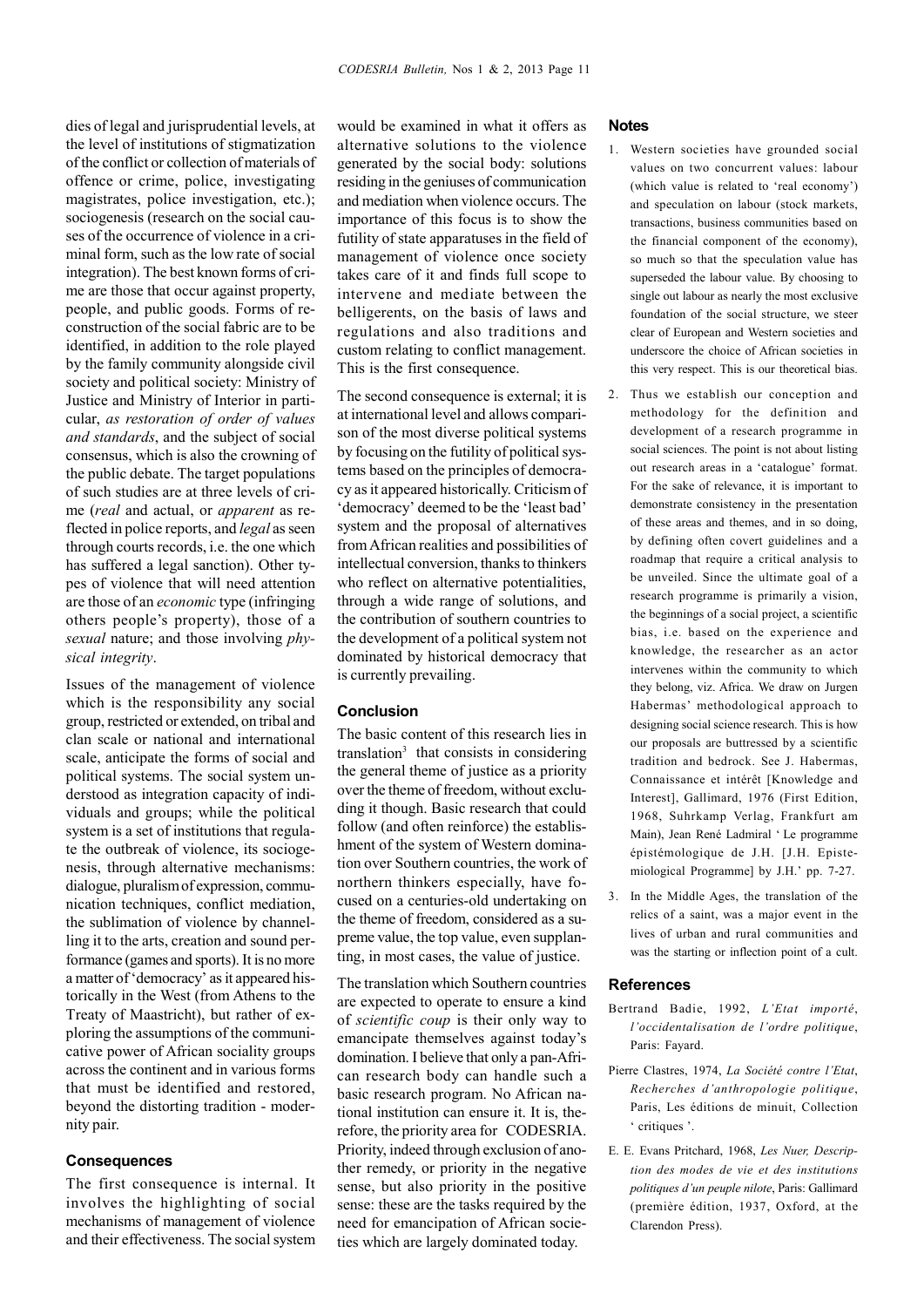dies of legal and jurisprudential levels, at the level of institutions of stigmatization of the conflict or collection of materials of offence or crime, police, investigating magistrates, police investigation, etc.); sociogenesis (research on the social causes of the occurrence of violence in a criminal form, such as the low rate of social integration). The best known forms of crime are those that occur against property, people, and public goods. Forms of reconstruction of the social fabric are to be identified, in addition to the role played by the family community alongside civil society and political society: Ministry of Justice and Ministry of Interior in particular, *as restoration of order of values and standards*, and the subject of social consensus, which is also the crowning of the public debate. The target populations of such studies are at three levels of crime (*real* and actual, or *apparent* as reflected in police reports, and *legal* as seen through courts records, i.e. the one which has suffered a legal sanction). Other types of violence that will need attention are those of an *economic* type (infringing others people's property), those of a *sexual* nature; and those involving *physical integrity*.

Issues of the management of violence which is the responsibility any social group, restricted or extended, on tribal and clan scale or national and international scale, anticipate the forms of social and political systems. The social system understood as integration capacity of individuals and groups; while the political system is a set of institutions that regulate the outbreak of violence, its sociogenesis, through alternative mechanisms: dialogue, pluralism of expression, communication techniques, conflict mediation, the sublimation of violence by channelling it to the arts, creation and sound performance (games and sports). It is no more a matter of 'democracy' as it appeared historically in the West (from Athens to the Treaty of Maastricht), but rather of exploring the assumptions of the communicative power of African sociality groups across the continent and in various forms that must be identified and restored, beyond the distorting tradition - modernity pair.

### Consequences

The first consequence is internal. It involves the highlighting of social mechanisms of management of violence and their effectiveness. The social system would be examined in what it offers as alternative solutions to the violence generated by the social body: solutions residing in the geniuses of communication and mediation when violence occurs. The importance of this focus is to show the futility of state apparatuses in the field of management of violence once society takes care of it and finds full scope to intervene and mediate between the belligerents, on the basis of laws and regulations and also traditions and custom relating to conflict management. This is the first consequence.

The second consequence is external; it is at international level and allows comparison of the most diverse political systems by focusing on the futility of political systems based on the principles of democracy as it appeared historically. Criticism of 'democracy' deemed to be the 'least bad' system and the proposal of alternatives from African realities and possibilities of intellectual conversion, thanks to thinkers who reflect on alternative potentialities, through a wide range of solutions, and the contribution of southern countries to the development of a political system not dominated by historical democracy that is currently prevailing.

### Conclusion

The basic content of this research lies in translation[3] that consists in considering the general theme of justice as a priority over the theme of freedom, without excluding it though. Basic research that could follow (and often reinforce) the establishment of the system of Western domination over Southern countries, the work of northern thinkers especially, have focused on a centuries-old undertaking on the theme of freedom, considered as a supreme value, the top value, even supplanting, in most cases, the value of justice.

The translation which Southern countries are expected to operate to ensure a kind of *scientific coup* is their only way to emancipate themselves against today's domination. I believe that only a pan-African research body can handle such a basic research program. No African national institution can ensure it. It is, therefore, the priority area for CODESRIA. Priority, indeed through exclusion of another remedy, or priority in the negative sense, but also priority in the positive sense: these are the tasks required by the need for emancipation of African societies which are largely dominated today.

### Notes

1. Western societies have grounded social values on two concurrent values: labour (which value is related to 'real economy') and speculation on labour (stock markets, transactions, business communities based on the financial component of the economy), so much so that the speculation value has superseded the labour value. By choosing to single out labour as nearly the most exclusive foundation of the social structure, we steer clear of European and Western societies and underscore the choice of African societies in this very respect. This is our theoretical bias.
2. Thus we establish our conception and methodology for the definition and development of a research programme in social sciences. The point is not about listing out research areas in a 'catalogue' format. For the sake of relevance, it is important to demonstrate consistency in the presentation of these areas and themes, and in so doing, by defining often covert guidelines and a roadmap that require a critical analysis to be unveiled. Since the ultimate goal of a research programme is primarily a vision, the beginnings of a social project, a scientific bias, i.e. based on the experience and knowledge, the researcher as an actor intervenes within the community to which they belong, viz. Africa. We draw on Jurgen Habermas' methodological approach to designing social science research. This is how our proposals are buttressed by a scientific tradition and bedrock. See J. Habermas, Connaissance et intérêt [Knowledge and Interest], Gallimard, 1976 (First Edition, 1968, Suhrkamp Verlag, Frankfurt am Main), Jean René Ladmiral ' Le programme épistémologique de J.H. [J.H. Epistemiological Programme] by J.H.' pp. 7-27.
3. In the Middle Ages, the translation of the relics of a saint, was a major event in the lives of urban and rural communities and was the starting or inflection point of a cult.

### References

Bertrand Badie, 1992, *L'Etat importé, l'occidentalisation de l'ordre politique*, Paris: Fayard.

Pierre Clastres, 1974, *La Société contre l'Etat, Recherches d'anthropologie politique*, Paris, Les éditions de minuit, Collection ' critiques '.

E. E. Evans Pritchard, 1968, *Les Nuer, Description des modes de vie et des institutions politiques d'un peuple nilote*, Paris: Gallimard (première édition, 1937, Oxford, at the Clarendon Press).